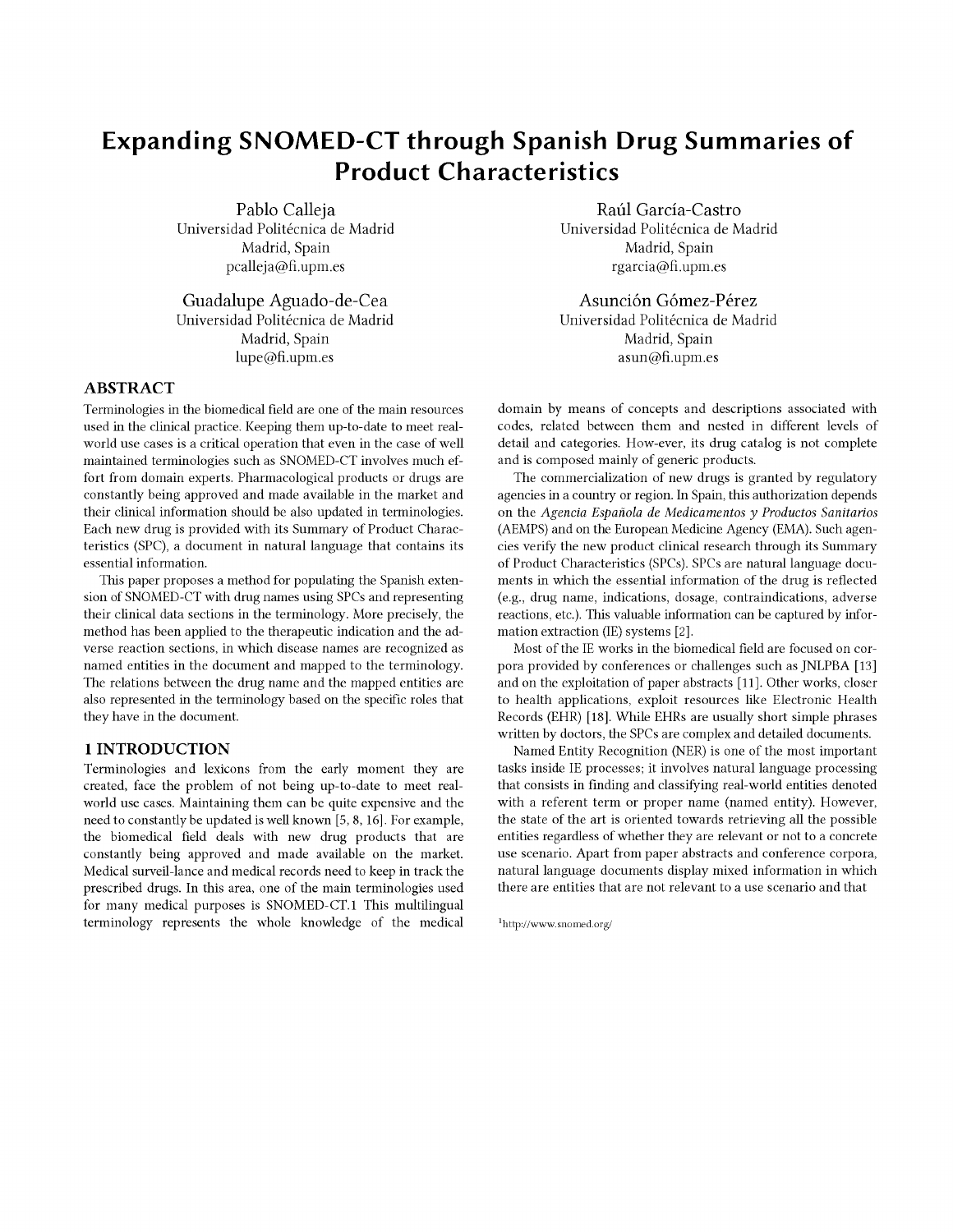// Expanding SNOMED-CT through Spanish Drug Summaries of Product Characteristics — page 1 of 8

# Expanding SNOMED-CT through Spanish Drug Summaries of Product Characteristics

Pablo Calleja
Universidad Politécnica de Madrid
Madrid, Spain
pcalleja@fi.upm.es

Raúl García-Castro
Universidad Politécnica de Madrid
Madrid, Spain
rgarcia@fi.upm.es

Guadalupe Aguado-de-Cea
Universidad Politécnica de Madrid
Madrid, Spain
lupe@fi.upm.es

Asunción Gómez-Pérez
Universidad Politécnica de Madrid
Madrid, Spain
asun@fi.upm.es

## ABSTRACT

Terminologies in the biomedical field are one of the main resources used in the clinical practice. Keeping them up-to-date to meet real-world use cases is a critical operation that even in the case of well maintained terminologies such as SNOMED-CT involves much effort from domain experts. Pharmacological products or drugs are constantly being approved and made available in the market and their clinical information should be also updated in terminologies. Each new drug is provided with its Summary of Product Characteristics (SPC), a document in natural language that contains its essential information.

This paper proposes a method for populating the Spanish extension of SNOMED-CT with drug names using SPCs and representing their clinical data sections in the terminology. More precisely, the method has been applied to the therapeutic indication and the adverse reaction sections, in which disease names are recognized as named entities in the document and mapped to the terminology. The relations between the drug name and the mapped entities are also represented in the terminology based on the specific roles that they have in the document.

## 1 INTRODUCTION

Terminologies and lexicons from the early moment they are created, face the problem of not being up-to-date to meet real-world use cases. Maintaining them can be quite expensive and the need to constantly be updated is well known [5, 8, 16]. For example, the biomedical field deals with new drug products that are constantly being approved and made available on the market. Medical surveil-lance and medical records need to keep in track the prescribed drugs. In this area, one of the main terminologies used for many medical purposes is SNOMED-CT.[1] This multilingual terminology represents the whole knowledge of the medical domain by means of concepts and descriptions associated with codes, related between them and nested in different levels of detail and categories. How-ever, its drug catalog is not complete and is composed mainly of generic products.

The commercialization of new drugs is granted by regulatory agencies in a country or region. In Spain, this authorization depends on the *Agencia Española de Medicamentos y Productos Sanitarios* (AEMPS) and on the European Medicine Agency (EMA). Such agencies verify the new product clinical research through its Summary of Product Characteristics (SPCs). SPCs are natural language documents in which the essential information of the drug is reflected (e.g., drug name, indications, dosage, contraindications, adverse reactions, etc.). This valuable information can be captured by information extraction (IE) systems [2].

Most of the IE works in the biomedical field are focused on corpora provided by conferences or challenges such as JNLPBA [13] and on the exploitation of paper abstracts [11]. Other works, closer to health applications, exploit resources like Electronic Health Records (EHR) [18]. While EHRs are usually short simple phrases written by doctors, the SPCs are complex and detailed documents.

Named Entity Recognition (NER) is one of the most important tasks inside IE processes; it involves natural language processing that consists in finding and classifying real-world entities denoted with a referent term or proper name (named entity). However, the state of the art is oriented towards retrieving all the possible entities regardless of whether they are relevant or not to a concrete use scenario. Apart from paper abstracts and conference corpora, natural language documents display mixed information in which there are entities that are not relevant to a use scenario and that

[1] http://www.snomed.org/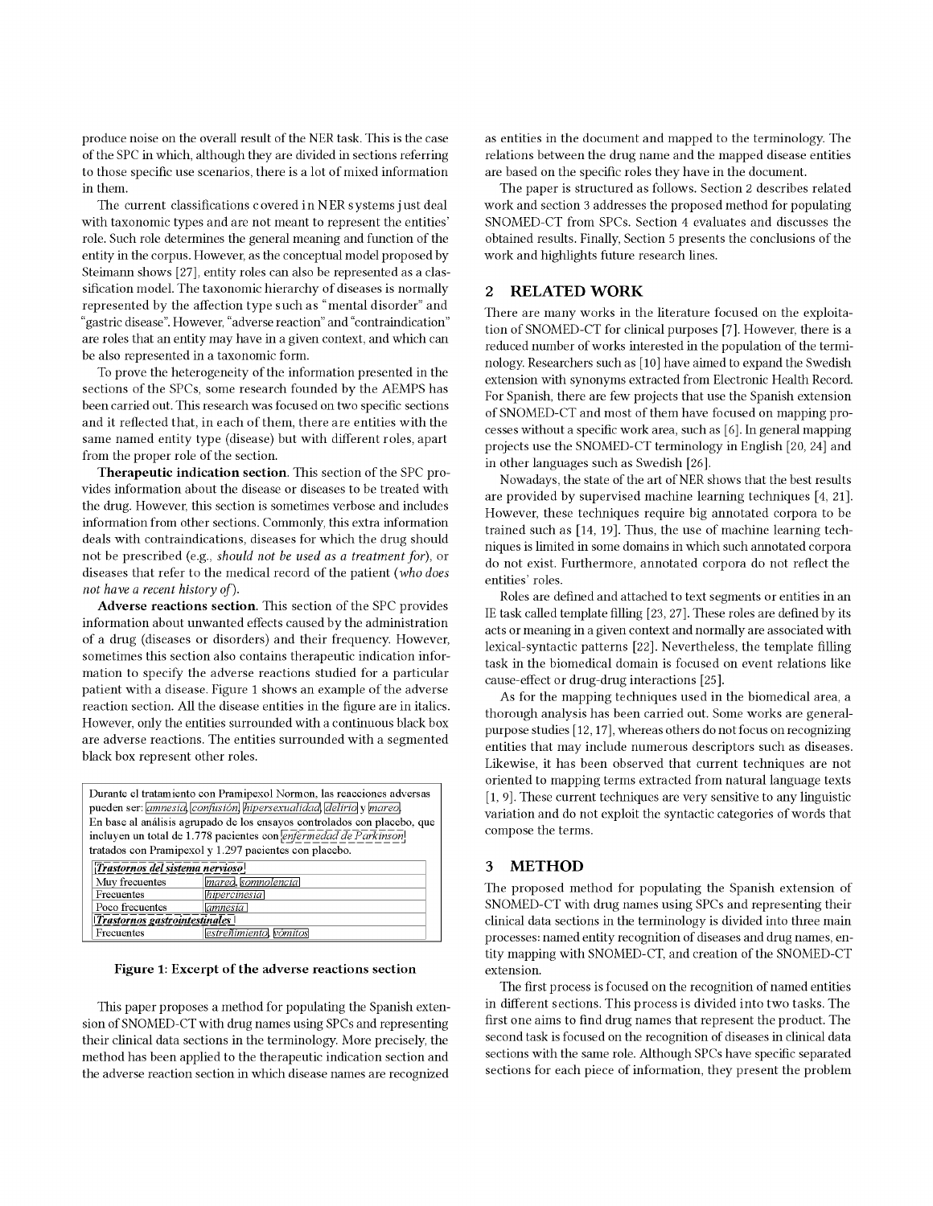produce noise on the overall result of the NER task. This is the case of the SPC in which, although they are divided in sections referring to those specific use scenarios, there is a lot of mixed information in them.

The current classifications covered in NER systems just deal with taxonomic types and are not meant to represent the entities' role. Such role determines the general meaning and function of the entity in the corpus. However, as the conceptual model proposed by Steimann shows [27], entity roles can also be represented as a classification model. The taxonomic hierarchy of diseases is normally represented by the affection type such as "mental disorder" and "gastric disease". However, "adverse reaction" and "contraindication" are roles that an entity may have in a given context, and which can be also represented in a taxonomic form.

To prove the heterogeneity of the information presented in the sections of the SPCs, some research founded by the AEMPS has been carried out. This research was focused on two specific sections and it reflected that, in each of them, there are entities with the same named entity type (disease) but with different roles, apart from the proper role of the section.

**Therapeutic indication section**. This section of the SPC provides information about the disease or diseases to be treated with the drug. However, this section is sometimes verbose and includes information from other sections. Commonly, this extra information deals with contraindications, diseases for which the drug should not be prescribed (e.g., *should not be used as a treatment for*), or diseases that refer to the medical record of the patient (*who does not have a recent history of*).

**Adverse reactions section**. This section of the SPC provides information about unwanted effects caused by the administration of a drug (diseases or disorders) and their frequency. However, sometimes this section also contains therapeutic indication information to specify the adverse reactions studied for a particular patient with a disease. Figure 1 shows an example of the adverse reaction section. All the disease entities in the figure are in italics. However, only the entities surrounded with a continuous black box are adverse reactions. The entities surrounded with a segmented black box represent other roles.

Durante el tratamiento con Pramipexol Normon, las reacciones adversas pueden ser: *amnesia*, *confusión*, *hipersexualidad*, *delirio* y *mareo*.
En base al análisis agrupado de los ensayos controlados con placebo, que incluyen un total de 1.778 pacientes con *enfermedad de Parkinson* tratados con Pramipexol y 1.297 pacientes con placebo.

| ***Trastornos del sistema nervioso*** | |
|---|---|
| Muy frecuentes | *mareo*, *somnolencia* |
| Frecuentes | *hipercinesia* |
| Poco frecuentes | *amnesia* |
| ***Trastornos gastrointestinales*** | |
| Frecuentes | *estreñimiento*, *vómitos* |

**Figure 1: Excerpt of the adverse reactions section**

This paper proposes a method for populating the Spanish extension of SNOMED-CT with drug names using SPCs and representing their clinical data sections in the terminology. More precisely, the method has been applied to the therapeutic indication section and the adverse reaction section in which disease names are recognized as entities in the document and mapped to the terminology. The relations between the drug name and the mapped disease entities are based on the specific roles they have in the document.

The paper is structured as follows. Section 2 describes related work and section 3 addresses the proposed method for populating SNOMED-CT from SPCs. Section 4 evaluates and discusses the obtained results. Finally, Section 5 presents the conclusions of the work and highlights future research lines.

## 2 RELATED WORK

There are many works in the literature focused on the exploitation of SNOMED-CT for clinical purposes [7]. However, there is a reduced number of works interested in the population of the terminology. Researchers such as [10] have aimed to expand the Swedish extension with synonyms extracted from Electronic Health Record. For Spanish, there are few projects that use the Spanish extension of SNOMED-CT and most of them have focused on mapping processes without a specific work area, such as [6]. In general mapping projects use the SNOMED-CT terminology in English [20, 24] and in other languages such as Swedish [26].

Nowadays, the state of the art of NER shows that the best results are provided by supervised machine learning techniques [4, 21]. However, these techniques require big annotated corpora to be trained such as [14, 19]. Thus, the use of machine learning techniques is limited in some domains in which such annotated corpora do not exist. Furthermore, annotated corpora do not reflect the entities' roles.

Roles are defined and attached to text segments or entities in an IE task called template filling [23, 27]. These roles are defined by its acts or meaning in a given context and normally are associated with lexical-syntactic patterns [22]. Nevertheless, the template filling task in the biomedical domain is focused on event relations like cause-effect or drug-drug interactions [25].

As for the mapping techniques used in the biomedical area, a thorough analysis has been carried out. Some works are general-purpose studies [12, 17], whereas others do not focus on recognizing entities that may include numerous descriptors such as diseases. Likewise, it has been observed that current techniques are not oriented to mapping terms extracted from natural language texts [1, 9]. These current techniques are very sensitive to any linguistic variation and do not exploit the syntactic categories of words that compose the terms.

## 3 METHOD

The proposed method for populating the Spanish extension of SNOMED-CT with drug names using SPCs and representing their clinical data sections in the terminology is divided into three main processes: named entity recognition of diseases and drug names, entity mapping with SNOMED-CT, and creation of the SNOMED-CT extension.

The first process is focused on the recognition of named entities in different sections. This process is divided into two tasks. The first one aims to find drug names that represent the product. The second task is focused on the recognition of diseases in clinical data sections with the same role. Although SPCs have specific separated sections for each piece of information, they present the problem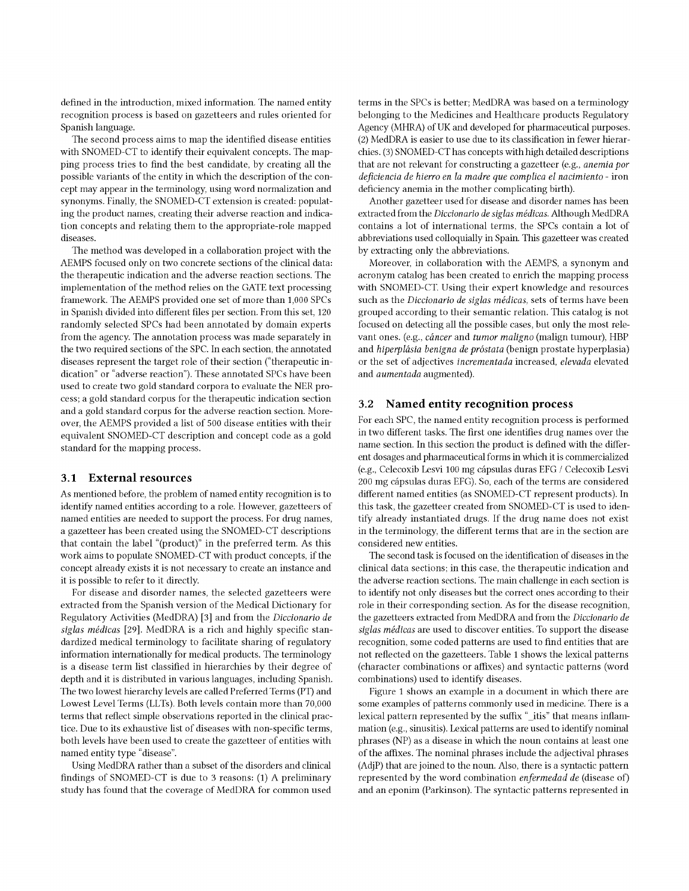defined in the introduction, mixed information. The named entity recognition process is based on gazetteers and rules oriented for Spanish language.

The second process aims to map the identified disease entities with SNOMED-CT to identify their equivalent concepts. The mapping process tries to find the best candidate, by creating all the possible variants of the entity in which the description of the concept may appear in the terminology, using word normalization and synonyms. Finally, the SNOMED-CT extension is created: populating the product names, creating their adverse reaction and indication concepts and relating them to the appropriate-role mapped diseases.

The method was developed in a collaboration project with the AEMPS focused only on two concrete sections of the clinical data: the therapeutic indication and the adverse reaction sections. The implementation of the method relies on the GATE text processing framework. The AEMPS provided one set of more than 1,000 SPCs in Spanish divided into different files per section. From this set, 120 randomly selected SPCs had been annotated by domain experts from the agency. The annotation process was made separately in the two required sections of the SPC. In each section, the annotated diseases represent the target role of their section ("therapeutic indication" or "adverse reaction"). These annotated SPCs have been used to create two gold standard corpora to evaluate the NER process; a gold standard corpus for the therapeutic indication section and a gold standard corpus for the adverse reaction section. Moreover, the AEMPS provided a list of 500 disease entities with their equivalent SNOMED-CT description and concept code as a gold standard for the mapping process.

## 3.1 External resources

As mentioned before, the problem of named entity recognition is to identify named entities according to a role. However, gazetteers of named entities are needed to support the process. For drug names, a gazetteer has been created using the SNOMED-CT descriptions that contain the label "(product)" in the preferred term. As this work aims to populate SNOMED-CT with product concepts, if the concept already exists it is not necessary to create an instance and it is possible to refer to it directly.

For disease and disorder names, the selected gazetteers were extracted from the Spanish version of the Medical Dictionary for Regulatory Activities (MedDRA) [3] and from the *Diccionario de siglas médicas* [29]. MedDRA is a rich and highly specific standardized medical terminology to facilitate sharing of regulatory information internationally for medical products. The terminology is a disease term list classified in hierarchies by their degree of depth and it is distributed in various languages, including Spanish. The two lowest hierarchy levels are called Preferred Terms (PT) and Lowest Level Terms (LLTs). Both levels contain more than 70,000 terms that reflect simple observations reported in the clinical practice. Due to its exhaustive list of diseases with non-specific terms, both levels have been used to create the gazetteer of entities with named entity type "disease".

Using MedDRA rather than a subset of the disorders and clinical findings of SNOMED-CT is due to 3 reasons: (1) A preliminary study has found that the coverage of MedDRA for common used terms in the SPCs is better; MedDRA was based on a terminology belonging to the Medicines and Healthcare products Regulatory Agency (MHRA) of UK and developed for pharmaceutical purposes. (2) MedDRA is easier to use due to its classification in fewer hierarchies. (3) SNOMED-CT has concepts with high detailed descriptions that are not relevant for constructing a gazetteer (e.g., *anemia por deficiencia de hierro en la madre que complica el nacimiento* - iron deficiency anemia in the mother complicating birth).

Another gazetteer used for disease and disorder names has been extracted from the *Diccionario de siglas médicas*. Although MedDRA contains a lot of international terms, the SPCs contain a lot of abbreviations used colloquially in Spain. This gazetteer was created by extracting only the abbreviations.

Moreover, in collaboration with the AEMPS, a synonym and acronym catalog has been created to enrich the mapping process with SNOMED-CT. Using their expert knowledge and resources such as the *Diccionario de siglas médicas*, sets of terms have been grouped according to their semantic relation. This catalog is not focused on detecting all the possible cases, but only the most relevant ones. (e.g., *cáncer* and *tumor maligno* (malign tumour), HBP and *hiperplásia benigna de próstata* (benign prostate hyperplasia) or the set of adjectives *incrementada* increased, *elevada* elevated and *aumentada* augmented).

## 3.2 Named entity recognition process

For each SPC, the named entity recognition process is performed in two different tasks. The first one identifies drug names over the name section. In this section the product is defined with the different dosages and pharmaceutical forms in which it is commercialized (e.g., Celecoxib Lesvi 100 mg cápsulas duras EFG / Celecoxib Lesvi 200 mg cápsulas duras EFG). So, each of the terms are considered different named entities (as SNOMED-CT represent products). In this task, the gazetteer created from SNOMED-CT is used to identify already instantiated drugs. If the drug name does not exist in the terminology, the different terms that are in the section are considered new entities.

The second task is focused on the identification of diseases in the clinical data sections; in this case, the therapeutic indication and the adverse reaction sections. The main challenge in each section is to identify not only diseases but the correct ones according to their role in their corresponding section. As for the disease recognition, the gazetteers extracted from MedDRA and from the *Diccionario de siglas médicas* are used to discover entities. To support the disease recognition, some coded patterns are used to find entities that are not reflected on the gazetteers. Table 1 shows the lexical patterns (character combinations or affixes) and syntactic patterns (word combinations) used to identify diseases.

Figure 1 shows an example in a document in which there are some examples of patterns commonly used in medicine. There is a lexical pattern represented by the suffix "_itis" that means inflammation (e.g., sinusitis). Lexical patterns are used to identify nominal phrases (NP) as a disease in which the noun contains at least one of the affixes. The nominal phrases include the adjectival phrases (AdjP) that are joined to the noun. Also, there is a syntactic pattern represented by the word combination *enfermedad de* (disease of) and an eponim (Parkinson). The syntactic patterns represented in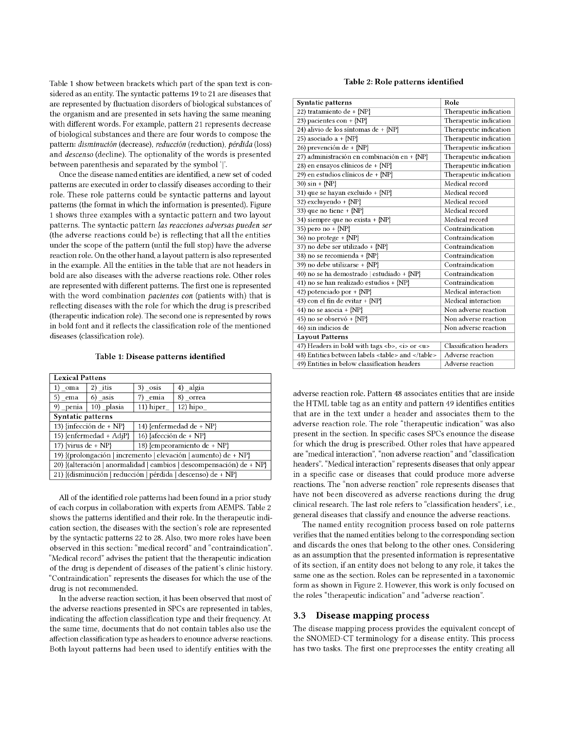Table 1 show between brackets which part of the span text is considered as an entity. The syntactic patterns 19 to 21 are diseases that are represented by fluctuation disorders of biological substances of the organism and are presented in sets having the same meaning with different words. For example, pattern 21 represents decrease of biological substances and there are four words to compose the pattern: *disminución* (decrease), *reducción* (reduction), *pérdida* (loss) and *descenso* (decline). The optionality of the words is presented between parenthesis and separated by the symbol '|'.

Once the disease named entities are identified, a new set of coded patterns are executed in order to classify diseases according to their role. These role patterns could be syntactic patterns and layout patterns (the format in which the information is presented). Figure 1 shows three examples with a syntactic pattern and two layout patterns. The syntactic pattern *las reacciones adversas pueden ser* (the adverse reactions could be) is reflecting that all the entities under the scope of the pattern (until the full stop) have the adverse reaction role. On the other hand, a layout pattern is also represented in the example. All the entities in the table that are not headers in bold are also diseases with the adverse reactions role. Other roles are represented with different patterns. The first one is represented with the word combination *pacientes con* (patients with) that is reflecting diseases with the role for which the drug is prescribed (therapeutic indication role). The second one is represented by rows in bold font and it reflects the classification role of the mentioned diseases (classification role).

**Table 1: Disease patterns identified**

| **Lexical Pattens** | | | |
|---|---|---|---|
| 1) _oma | 2) _itis | 3) _osis | 4) _algia |
| 5) _ema | 6) _asis | 7) _emia | 8) _orrea |
| 9) _penia | 10) _plasia | 11) hiper_ | 12) hipo_ |
| **Syntatic patterns** | | | |
| 13) {infección de + NP} | | 14) {enfermedad de + NP} | |
| 15) {enfermedad + AdjP} | | 16) {afección de + NP} | |
| 17) {virus de + NP} | | 18) {empeoramiento de + NP} | |
| 19) {(prolongación \| incremento \| elevación \| aumento) de + NP} | | | |
| 20) {(alteración \| anormalidad \| cambios \| descompensación) de + NP} | | | |
| 21) {(disminución \| reducción \| pérdida \| descenso) de + NP} | | | |

All of the identified role patterns had been found in a prior study of each corpus in collaboration with experts from AEMPS. Table 2 shows the patterns identified and their role. In the therapeutic indication section, the diseases with the section's role are represented by the syntactic patterns 22 to 28. Also, two more roles have been observed in this section: "medical record" and "contraindication". "Medical record" advises the patient that the therapeutic indication of the drug is dependent of diseases of the patient's clinic history. "Contraindication" represents the diseases for which the use of the drug is not recommended.

In the adverse reaction section, it has been observed that most of the adverse reactions presented in SPCs are represented in tables, indicating the affection classification type and their frequency. At the same time, documents that do not contain tables also use the affection classification type as headers to enounce adverse reactions. Both layout patterns had been used to identify entities with the

**Table 2: Role patterns identified**

| **Syntatic patterns** | **Role** |
|---|---|
| 22) tratamiento de + {NP} | Therapeutic indication |
| 23) pacientes con + {NP} | Therapeutic indication |
| 24) alivio de los síntomas de + {NP} | Therapeutic indication |
| 25) asociado a + {NP} | Therapeutic indication |
| 26) prevención de + {NP} | Therapeutic indication |
| 27) administración en combinación en + {NP} | Therapeutic indication |
| 28) en ensayos clínicos de + {NP} | Therapeutic indication |
| 29) en estudios clínicos de + {NP} | Therapeutic indication |
| 30) sin + {NP} | Medical record |
| 31) que se hayan excluido + {NP} | Medical record |
| 32) excluyendo + {NP} | Medical record |
| 33) que no tiene + {NP} | Medical record |
| 34) siempre que no exista + {NP} | Medical record |
| 35) pero no + {NP} | Contraindication |
| 36) no protege + {NP} | Contraindication |
| 37) no debe ser utilizado + {NP} | Contraindication |
| 38) no se recomienda + {NP} | Contraindication |
| 39) no debe utilizarse + {NP} | Contraindication |
| 40) no se ha demostrado \| estudiado + {NP} | Contraindication |
| 41) no se han realizado estudios + {NP} | Contraindication |
| 42) potenciado por + {NP} | Medical interaction |
| 43) con el fin de evitar + {NP} | Medical interaction |
| 44) no se asocia + {NP} | Non adverse reaction |
| 45) no se observó + {NP} | Non adverse reaction |
| 46) sin indicios de | Non adverse reaction |
| **Layout Patterns** | |
| 47) Headers in bold with tags <b>, <i> or <u> | Classification headers |
| 48) Entities between labels <table> and </table> | Adverse reaction |
| 49) Entities in below classification headers | Adverse reaction |

adverse reaction role. Pattern 48 associates entities that are inside the HTML table tag as an entity and pattern 49 identifies entities that are in the text under a header and associates them to the adverse reaction role. The role "therapeutic indication" was also present in the section. In specific cases SPCs enounce the disease for which the drug is prescribed. Other roles that have appeared are "medical interaction", "non adverse reaction" and "classification headers". "Medical interaction" represents diseases that only appear in a specific case or diseases that could produce more adverse reactions. The "non adverse reaction" role represents diseases that have not been discovered as adverse reactions during the drug clinical research. The last role refers to "classification headers", i.e., general diseases that classify and enounce the adverse reactions.

The named entity recognition process based on role patterns verifies that the named entities belong to the corresponding section and discards the ones that belong to the other ones. Considering as an assumption that the presented information is representative of its section, if an entity does not belong to any role, it takes the same one as the section. Roles can be represented in a taxonomic form as shown in Figure 2. However, this work is only focused on the roles "therapeutic indication" and "adverse reaction".

### 3.3 Disease mapping process

The disease mapping process provides the equivalent concept of the SNOMED-CT terminology for a disease entity. This process has two tasks. The first one preprocesses the entity creating all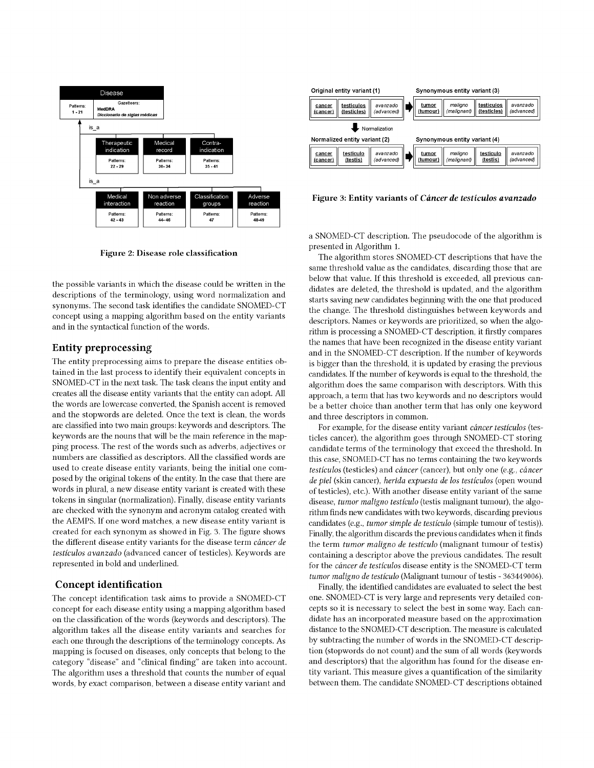Figure 2: Disease role classification

the possible variants in which the disease could be written in the descriptions of the terminology, using word normalization and synonyms. The second task identifies the candidate SNOMED-CT concept using a mapping algorithm based on the entity variants and in the syntactical function of the words.

## Entity preprocessing

The entity preprocessing aims to prepare the disease entities obtained in the last process to identify their equivalent concepts in SNOMED-CT in the next task. The task cleans the input entity and creates all the disease entity variants that the entity can adopt. All the words are lowercase converted, the Spanish accent is removed and the stopwords are deleted. Once the text is clean, the words are classified into two main groups: keywords and descriptors. The keywords are the nouns that will be the main reference in the mapping process. The rest of the words such as adverbs, adjectives or numbers are classified as descriptors. All the classified words are used to create disease entity variants, being the initial one composed by the original tokens of the entity. In the case that there are words in plural, a new disease entity variant is created with these tokens in singular (normalization). Finally, disease entity variants are checked with the synonym and acronym catalog created with the AEMPS. If one word matches, a new disease entity variant is created for each synonym as showed in Fig. 3. The figure shows the different disease entity variants for the disease term *cáncer de testículos avanzado* (advanced cancer of testicles). Keywords are represented in bold and underlined.

## Concept identification

The concept identification task aims to provide a SNOMED-CT concept for each disease entity using a mapping algorithm based on the classification of the words (keywords and descriptors). The algorithm takes all the disease entity variants and searches for each one through the descriptions of the terminology concepts. As mapping is focused on diseases, only concepts that belong to the category "disease" and "clinical finding" are taken into account. The algorithm uses a threshold that counts the number of equal words, by exact comparison, between a disease entity variant and

Figure 3: Entity variants of *Cáncer de testículos avanzado*

a SNOMED-CT description. The pseudocode of the algorithm is presented in Algorithm 1.

The algorithm stores SNOMED-CT descriptions that have the same threshold value as the candidates, discarding those that are below that value. If this threshold is exceeded, all previous candidates are deleted, the threshold is updated, and the algorithm starts saving new candidates beginning with the one that produced the change. The threshold distinguishes between keywords and descriptors. Names or keywords are prioritized, so when the algorithm is processing a SNOMED-CT description, it firstly compares the names that have been recognized in the disease entity variant and in the SNOMED-CT description. If the number of keywords is bigger than the threshold, it is updated by erasing the previous candidates. If the number of keywords is equal to the threshold, the algorithm does the same comparison with descriptors. With this approach, a term that has two keywords and no descriptors would be a better choice than another term that has only one keyword and three descriptors in common.

For example, for the disease entity variant *cáncer testículos* (testicles cancer), the algorithm goes through SNOMED-CT storing candidate terms of the terminology that exceed the threshold. In this case, SNOMED-CT has no terms containing the two keywords *testículos* (testicles) and *cáncer* (cancer), but only one (e.g., *cáncer de piel* (skin cancer), *herida expuesta de los testículos* (open wound of testicles), etc.). With another disease entity variant of the same disease, *tumor maligno testículo* (testis malignant tumour), the algorithm finds new candidates with two keywords, discarding previous candidates (e.g., *tumor simple de testículo* (simple tumour of testis)). Finally, the algorithm discards the previous candidates when it finds the term *tumor maligno de testículo* (malignant tumour of testis) containing a descriptor above the previous candidates. The result for the *cáncer de testículos* disease entity is the SNOMED-CT term *tumor maligno de testículo* (Malignant tumour of testis - 363449006).

Finally, the identified candidates are evaluated to select the best one. SNOMED-CT is very large and represents very detailed concepts so it is necessary to select the best in some way. Each candidate has an incorporated measure based on the approximation distance to the SNOMED-CT description. The measure is calculated by subtracting the number of words in the SNOMED-CT description (stopwords do not count) and the sum of all words (keywords and descriptors) that the algorithm has found for the disease entity variant. This measure gives a quantification of the similarity between them. The candidate SNOMED-CT descriptions obtained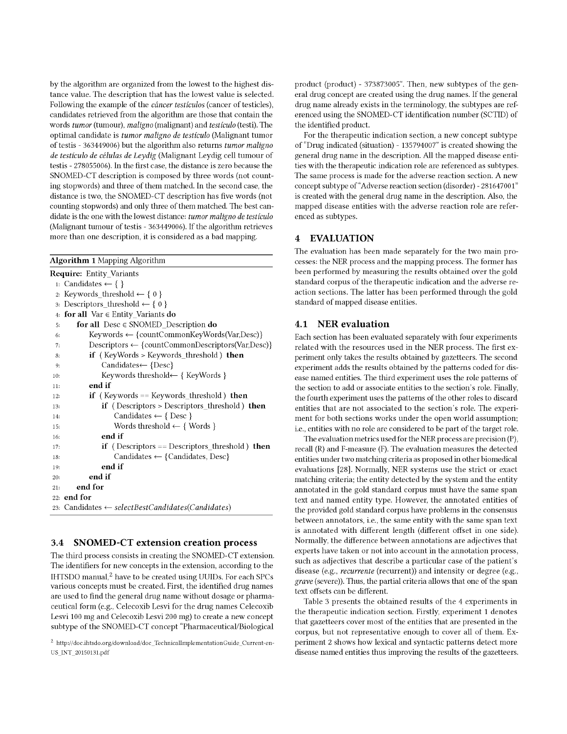by the algorithm are organized from the lowest to the highest distance value. The description that has the lowest value is selected. Following the example of the *cáncer testículos* (cancer of testicles), candidates retrieved from the algorithm are those that contain the words *tumor* (tumour), *maligno* (malignant) and *testículo* (testi). The optimal candidate is *tumor maligno de testículo* (Malignant tumor of testis - 363449006) but the algorithm also returns *tumor maligno de testículo de células de Leydig* (Malignant Leydig cell tumour of testis - 278055006). In the first case, the distance is zero because the SNOMED-CT description is composed by three words (not counting stopwords) and three of them matched. In the second case, the distance is two, the SNOMED-CT description has five words (not counting stopwords) and only three of them matched. The best candidate is the one with the lowest distance: *tumor maligno de testículo* (Malignant tumour of testis - 363449006). If the algorithm retrieves more than one description, it is considered as a bad mapping.

**Algorithm 1** Mapping Algorithm

```
Require: Entity_Variants
 1: Candidates ← { }
 2: Keywords_threshold ← { 0 }
 3: Descriptors_threshold ← { 0 }
 4: for all Var ∈ Entity_Variants do
 5:     for all Desc ∈ SNOMED_Description do
 6:         Keywords ← {countCommonKeyWords(Var,Desc)}
 7:         Descriptors ← {countCommonDescriptors(Var,Desc)}
 8:         if ( KeyWords > Keywords_threshold ) then
 9:             Candidates← {Desc}
10:             Keywords threshold← { KeyWords }
11:         end if
12:         if ( Keywords == Keywords_threshold ) then
13:             if ( Descriptors > Descriptors_threshold ) then
14:                 Candidates ← { Desc }
15:                 Words threshold ← { Words }
16:             end if
17:             if ( Descriptors == Descriptors_threshold ) then
18:                 Candidates ← {Candidates, Desc}
19:             end if
20:         end if
21:     end for
22: end for
23: Candidates ← selectBestCandidates(Candidates)
```

### 3.4 SNOMED-CT extension creation process

The third process consists in creating the SNOMED-CT extension. The identifiers for new concepts in the extension, according to the IHTSDO manual,[2] have to be created using UUIDs. For each SPCs various concepts must be created. First, the identified drug names are used to find the general drug name without dosage or pharmaceutical form (e.g., Celecoxib Lesvi for the drug names Celecoxib Lesvi 100 mg and Celecoxib Lesvi 200 mg) to create a new concept subtype of the SNOMED-CT concept "Pharmaceutical/Biological product (product) - 373873005". Then, new subtypes of the general drug concept are created using the drug names. If the general drug name already exists in the terminology, the subtypes are referenced using the SNOMED-CT identification number (SCTID) of the identified product.

For the therapeutic indication section, a new concept subtype of "Drug indicated (situation) - 135794007" is created showing the general drug name in the description. All the mapped disease entities with the therapeutic indication role are referenced as subtypes. The same process is made for the adverse reaction section. A new concept subtype of "Adverse reaction section (disorder) - 281647001" is created with the general drug name in the description. Also, the mapped disease entities with the adverse reaction role are referenced as subtypes.

[2] http://doc.ihtsdo.org/download/doc_TechnicalImplementationGuide_Current-en-US_INT_20150131.pdf

## 4 EVALUATION

The evaluation has been made separately for the two main processes: the NER process and the mapping process. The former has been performed by measuring the results obtained over the gold standard corpus of the therapeutic indication and the adverse reaction sections. The latter has been performed through the gold standard of mapped disease entities.

### 4.1 NER evaluation

Each section has been evaluated separately with four experiments related with the resources used in the NER process. The first experiment only takes the results obtained by gazetteers. The second experiment adds the results obtained by the patterns coded for disease named entities. The third experiment uses the role patterns of the section to add or associate entities to the section's role. Finally, the fourth experiment uses the patterns of the other roles to discard entities that are not associated to the section's role. The experiment for both sections works under the open world assumption; i.e., entities with no role are considered to be part of the target role.

The evaluation metrics used for the NER process are precision (P), recall (R) and F-measure (F). The evaluation measures the detected entities under two matching criteria as proposed in other biomedical evaluations [28]. Normally, NER systems use the strict or exact matching criteria; the entity detected by the system and the entity annotated in the gold standard corpus must have the same span text and named entity type. However, the annotated entities of the provided gold standard corpus have problems in the consensus between annotators, i.e., the same entity with the same span text is annotated with different length (different offset in one side). Normally, the difference between annotations are adjectives that experts have taken or not into account in the annotation process, such as adjectives that describe a particular case of the patient's disease (e.g., *recurrente* (recurrent)) and intensity or degree (e.g., *grave* (severe)). Thus, the partial criteria allows that one of the span text offsets can be different.

Table 3 presents the obtained results of the 4 experiments in the therapeutic indication section. Firstly, experiment 1 denotes that gazetteers cover most of the entities that are presented in the corpus, but not representative enough to cover all of them. Experiment 2 shows how lexical and syntactic patterns detect more disease named entities thus improving the results of the gazetteers.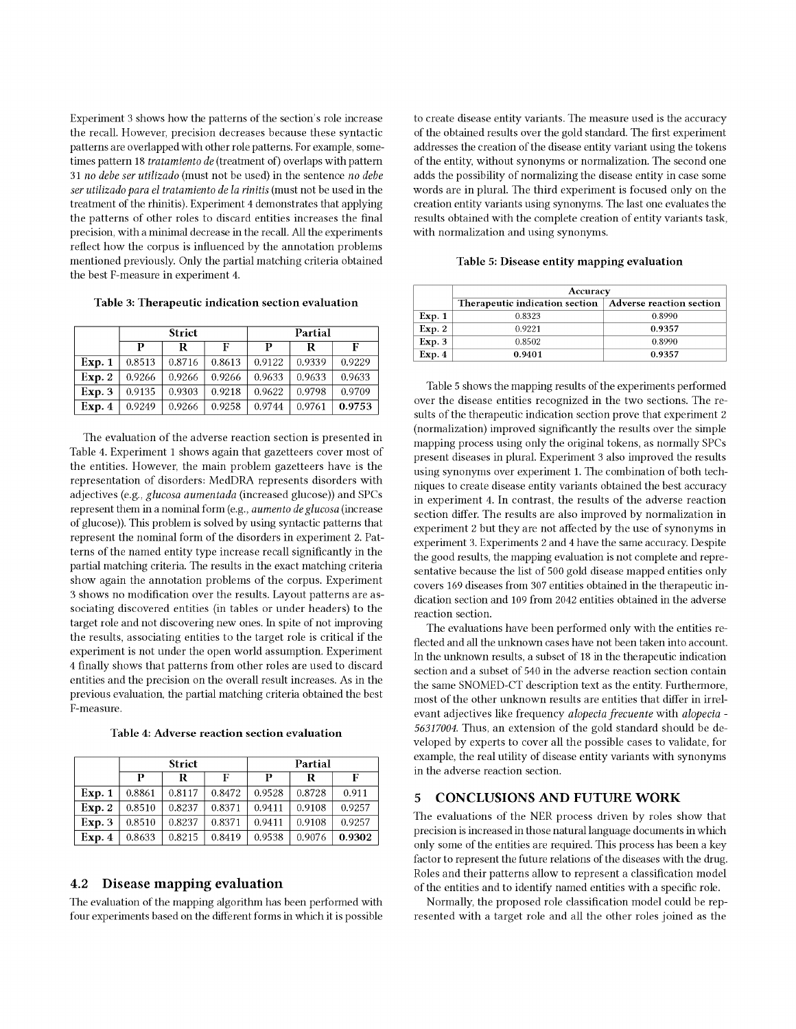Experiment 3 shows how the patterns of the section's role increase the recall. However, precision decreases because these syntactic patterns are overlapped with other role patterns. For example, sometimes pattern 18 *tratamiento de* (treatment of) overlaps with pattern 31 *no debe ser utilizado* (must not be used) in the sentence *no debe ser utilizado para el tratamiento de la rinitis* (must not be used in the treatment of the rhinitis). Experiment 4 demonstrates that applying the patterns of other roles to discard entities increases the final precision, with a minimal decrease in the recall. All the experiments reflect how the corpus is influenced by the annotation problems mentioned previously. Only the partial matching criteria obtained the best F-measure in experiment 4.

**Table 3: Therapeutic indication section evaluation**

| | Strict | | | Partial | | |
|---|---|---|---|---|---|---|
| | P | R | F | P | R | F |
| **Exp. 1** | 0.8513 | 0.8716 | 0.8613 | 0.9122 | 0.9339 | 0.9229 |
| **Exp. 2** | 0.9266 | 0.9266 | 0.9266 | 0.9633 | 0.9633 | 0.9633 |
| **Exp. 3** | 0.9135 | 0.9303 | 0.9218 | 0.9622 | 0.9798 | 0.9709 |
| **Exp. 4** | 0.9249 | 0.9266 | 0.9258 | 0.9744 | 0.9761 | **0.9753** |

The evaluation of the adverse reaction section is presented in Table 4. Experiment 1 shows again that gazetteers cover most of the entities. However, the main problem gazetteers have is the representation of disorders: MedDRA represents disorders with adjectives (e.g., *glucosa aumentada* (increased glucose)) and SPCs represent them in a nominal form (e.g., *aumento de glucosa* (increase of glucose)). This problem is solved by using syntactic patterns that represent the nominal form of the disorders in experiment 2. Patterns of the named entity type increase recall significantly in the partial matching criteria. The results in the exact matching criteria show again the annotation problems of the corpus. Experiment 3 shows no modification over the results. Layout patterns are associating discovered entities (in tables or under headers) to the target role and not discovering new ones. In spite of not improving the results, associating entities to the target role is critical if the experiment is not under the open world assumption. Experiment 4 finally shows that patterns from other roles are used to discard entities and the precision on the overall result increases. As in the previous evaluation, the partial matching criteria obtained the best F-measure.

**Table 4: Adverse reaction section evaluation**

| | Strict | | | Partial | | |
|---|---|---|---|---|---|---|
| | P | R | F | P | R | F |
| **Exp. 1** | 0.8861 | 0.8117 | 0.8472 | 0.9528 | 0.8728 | 0.911 |
| **Exp. 2** | 0.8510 | 0.8237 | 0.8371 | 0.9411 | 0.9108 | 0.9257 |
| **Exp. 3** | 0.8510 | 0.8237 | 0.8371 | 0.9411 | 0.9108 | 0.9257 |
| **Exp. 4** | 0.8633 | 0.8215 | 0.8419 | 0.9538 | 0.9076 | **0.9302** |

## 4.2 Disease mapping evaluation

The evaluation of the mapping algorithm has been performed with four experiments based on the different forms in which it is possible to create disease entity variants. The measure used is the accuracy of the obtained results over the gold standard. The first experiment addresses the creation of the disease entity variant using the tokens of the entity, without synonyms or normalization. The second one adds the possibility of normalizing the disease entity in case some words are in plural. The third experiment is focused only on the creation entity variants using synonyms. The last one evaluates the results obtained with the complete creation of entity variants task, with normalization and using synonyms.

**Table 5: Disease entity mapping evaluation**

| | Accuracy | |
|---|---|---|
| | Therapeutic indication section | Adverse reaction section |
| **Exp. 1** | 0.8323 | 0.8990 |
| **Exp. 2** | 0.9221 | **0.9357** |
| **Exp. 3** | 0.8502 | 0.8990 |
| **Exp. 4** | **0.9401** | **0.9357** |

Table 5 shows the mapping results of the experiments performed over the disease entities recognized in the two sections. The results of the therapeutic indication section prove that experiment 2 (normalization) improved significantly the results over the simple mapping process using only the original tokens, as normally SPCs present diseases in plural. Experiment 3 also improved the results using synonyms over experiment 1. The combination of both techniques to create disease entity variants obtained the best accuracy in experiment 4. In contrast, the results of the adverse reaction section differ. The results are also improved by normalization in experiment 2 but they are not affected by the use of synonyms in experiment 3. Experiments 2 and 4 have the same accuracy. Despite the good results, the mapping evaluation is not complete and representative because the list of 500 gold disease mapped entities only covers 169 diseases from 307 entities obtained in the therapeutic indication section and 109 from 2042 entities obtained in the adverse reaction section.

The evaluations have been performed only with the entities reflected and all the unknown cases have not been taken into account. In the unknown results, a subset of 18 in the therapeutic indication section and a subset of 540 in the adverse reaction section contain the same SNOMED-CT description text as the entity. Furthermore, most of the other unknown results are entities that differ in irrelevant adjectives like frequency *alopecia frecuente* with *alopecia - 56317004*. Thus, an extension of the gold standard should be developed by experts to cover all the possible cases to validate, for example, the real utility of disease entity variants with synonyms in the adverse reaction section.

# 5 CONCLUSIONS AND FUTURE WORK

The evaluations of the NER process driven by roles show that precision is increased in those natural language documents in which only some of the entities are required. This process has been a key factor to represent the future relations of the diseases with the drug. Roles and their patterns allow to represent a classification model of the entities and to identify named entities with a specific role.

Normally, the proposed role classification model could be represented with a target role and all the other roles joined as the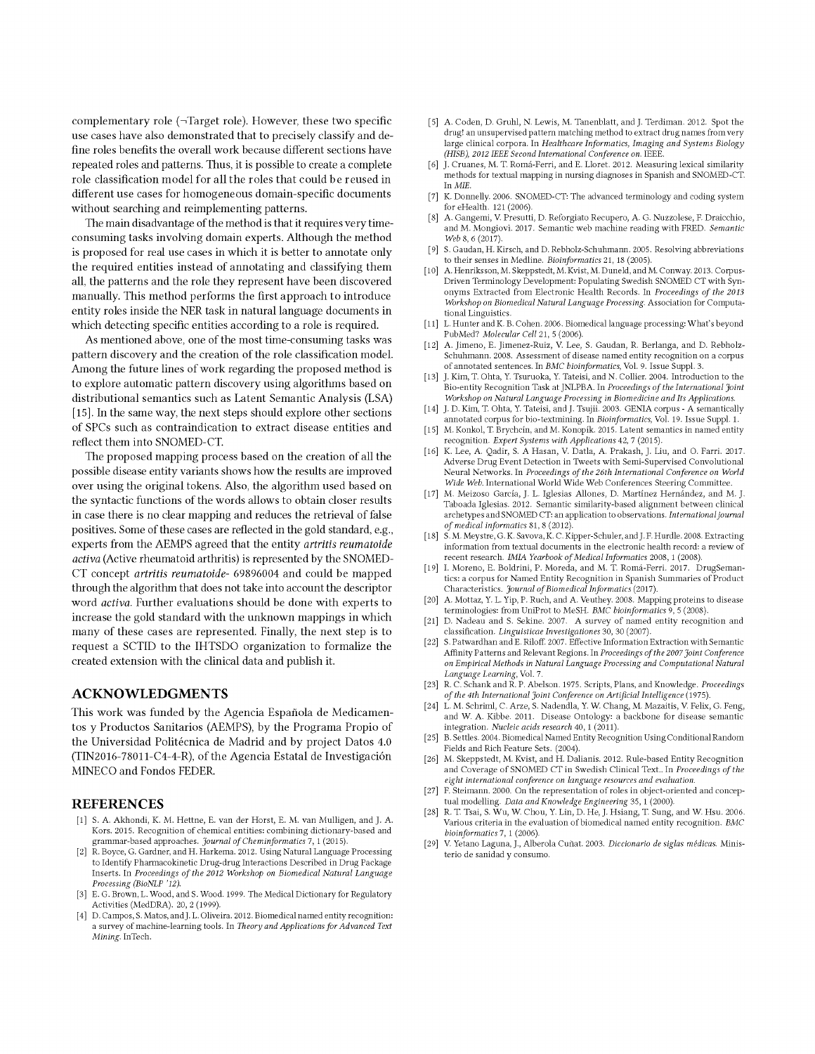complementary role (¬Target role). However, these two specific use cases have also demonstrated that to precisely classify and define roles benefits the overall work because different sections have repeated roles and patterns. Thus, it is possible to create a complete role classification model for all the roles that could be reused in different use cases for homogeneous domain-specific documents without searching and reimplementing patterns.

The main disadvantage of the method is that it requires very time-consuming tasks involving domain experts. Although the method is proposed for real use cases in which it is better to annotate only the required entities instead of annotating and classifying them all, the patterns and the role they represent have been discovered manually. This method performs the first approach to introduce entity roles inside the NER task in natural language documents in which detecting specific entities according to a role is required.

As mentioned above, one of the most time-consuming tasks was pattern discovery and the creation of the role classification model. Among the future lines of work regarding the proposed method is to explore automatic pattern discovery using algorithms based on distributional semantics such as Latent Semantic Analysis (LSA) [15]. In the same way, the next steps should explore other sections of SPCs such as contraindication to extract disease entities and reflect them into SNOMED-CT.

The proposed mapping process based on the creation of all the possible disease entity variants shows how the results are improved over using the original tokens. Also, the algorithm used based on the syntactic functions of the words allows to obtain closer results in case there is no clear mapping and reduces the retrieval of false positives. Some of these cases are reflected in the gold standard, e.g., experts from the AEMPS agreed that the entity *artritis reumatoide activa* (Active rheumatoid arthritis) is represented by the SNOMED-CT concept *artritis reumatoide-* 69896004 and could be mapped through the algorithm that does not take into account the descriptor word *activa*. Further evaluations should be done with experts to increase the gold standard with the unknown mappings in which many of these cases are represented. Finally, the next step is to request a SCTID to the IHTSDO organization to formalize the created extension with the clinical data and publish it.

## ACKNOWLEDGMENTS

This work was funded by the Agencia Española de Medicamentos y Productos Sanitarios (AEMPS), by the Programa Propio of the Universidad Politécnica de Madrid and by project Datos 4.0 (TIN2016-78011-C4-4-R), of the Agencia Estatal de Investigación MINECO and Fondos FEDER.

## REFERENCES

[1] S. A. Akhondi, K. M. Hettne, E. van der Horst, E. M. van Mulligen, and J. A. Kors. 2015. Recognition of chemical entities: combining dictionary-based and grammar-based approaches. *Journal of Cheminformatics* 7, 1 (2015).

[2] R. Boyce, G. Gardner, and H. Harkema. 2012. Using Natural Language Processing to Identify Pharmacokinetic Drug-drug Interactions Described in Drug Package Inserts. In *Proceedings of the 2012 Workshop on Biomedical Natural Language Processing (BioNLP '12)*.

[3] E. G. Brown, L. Wood, and S. Wood. 1999. The Medical Dictionary for Regulatory Activities (MedDRA). 20, 2 (1999).

[4] D. Campos, S. Matos, and J. L. Oliveira. 2012. Biomedical named entity recognition: a survey of machine-learning tools. In *Theory and Applications for Advanced Text Mining*. InTech.

[5] A. Coden, D. Gruhl, N. Lewis, M. Tanenblatt, and J. Terdiman. 2012. Spot the drug! an unsupervised pattern matching method to extract drug names from very large clinical corpora. In *Healthcare Informatics, Imaging and Systems Biology (HISB), 2012 IEEE Second International Conference on*. IEEE.

[6] J. Cruanes, M. T. Romá-Ferri, and E. Lloret. 2012. Measuring lexical similarity methods for textual mapping in nursing diagnoses in Spanish and SNOMED-CT. In *MIE*.

[7] K. Donnelly. 2006. SNOMED-CT: The advanced terminology and coding system for eHealth. 121 (2006).

[8] A. Gangemi, V. Presutti, D. Reforgiato Recupero, A. G. Nuzzolese, F. Draicchio, and M. Mongiovì. 2017. Semantic web machine reading with FRED. *Semantic Web* 8, 6 (2017).

[9] S. Gaudan, H. Kirsch, and D. Rebholz-Schuhmann. 2005. Resolving abbreviations to their senses in Medline. *Bioinformatics* 21, 18 (2005).

[10] A. Henriksson, M. Skeppstedt, M. Kvist, M. Duneld, and M. Conway. 2013. Corpus-Driven Terminology Development: Populating Swedish SNOMED CT with Synonyms Extracted from Electronic Health Records. In *Proceedings of the 2013 Workshop on Biomedical Natural Language Processing*. Association for Computational Linguistics.

[11] L. Hunter and K. B. Cohen. 2006. Biomedical language processing: What's beyond PubMed? *Molecular Cell* 21, 5 (2006).

[12] A. Jimeno, E. Jimenez-Ruiz, V. Lee, S. Gaudan, R. Berlanga, and D. Rebholz-Schuhmann. 2008. Assessment of disease named entity recognition on a corpus of annotated sentences. In *BMC bioinformatics*, Vol. 9. Issue Suppl. 3.

[13] J. Kim, T. Ohta, Y. Tsuruoka, Y. Tateisi, and N. Collier. 2004. Introduction to the Bio-entity Recognition Task at JNLPBA. In *Proceedings of the International Joint Workshop on Natural Language Processing in Biomedicine and Its Applications*.

[14] J. D. Kim, T. Ohta, Y. Tateisi, and J. Tsujii. 2003. GENIA corpus - A semantically annotated corpus for bio-textmining. In *Bioinformatics*, Vol. 19. Issue Suppl. 1.

[15] M. Konkol, T. Brychcín, and M. Konopík. 2015. Latent semantics in named entity recognition. *Expert Systems with Applications* 42, 7 (2015).

[16] K. Lee, A. Qadir, S. A Hasan, V. Datla, A. Prakash, J. Liu, and O. Farri. 2017. Adverse Drug Event Detection in Tweets with Semi-Supervised Convolutional Neural Networks. In *Proceedings of the 26th International Conference on World Wide Web*. International World Wide Web Conferences Steering Committee.

[17] M. Meizoso García, J. L. Iglesias Allones, D. Martínez Hernández, and M. J. Taboada Iglesias. 2012. Semantic similarity-based alignment between clinical archetypes and SNOMED CT: an application to observations. *International journal of medical informatics* 81, 8 (2012).

[18] S. M. Meystre, G. K. Savova, K. C. Kipper-Schuler, and J. F. Hurdle. 2008. Extracting information from textual documents in the electronic health record: a review of recent research. *IMIA Yearbook of Medical Informatics* 2008, 1 (2008).

[19] I. Moreno, E. Boldrini, P. Moreda, and M. T. Romá-Ferri. 2017. DrugSemantics: a corpus for Named Entity Recognition in Spanish Summaries of Product Characteristics. *Journal of Biomedical Informatics* (2017).

[20] A. Mottaz, Y. L. Yip, P. Ruch, and A. Veuthey. 2008. Mapping proteins to disease terminologies: from UniProt to MeSH. *BMC bioinformatics* 9, 5 (2008).

[21] D. Nadeau and S. Sekine. 2007. A survey of named entity recognition and classification. *Linguisticae Investigationes* 30, 30 (2007).

[22] S. Patwardhan and E. Riloff. 2007. Effective Information Extraction with Semantic Affinity Patterns and Relevant Regions. In *Proceedings of the 2007 Joint Conference on Empirical Methods in Natural Language Processing and Computational Natural Language Learning*, Vol. 7.

[23] R. C. Schank and R. P. Abelson. 1975. Scripts, Plans, and Knowledge. *Proceedings of the 4th International Joint Conference on Artificial Intelligence* (1975).

[24] L. M. Schriml, C. Arze, S. Nadendla, Y. W. Chang, M. Mazaitis, V. Felix, G. Feng, and W. A. Kibbe. 2011. Disease Ontology: a backbone for disease semantic integration. *Nucleic acids research* 40, 1 (2011).

[25] B. Settles. 2004. Biomedical Named Entity Recognition Using Conditional Random Fields and Rich Feature Sets. (2004).

[26] M. Skeppstedt, M. Kvist, and H. Dalianis. 2012. Rule-based Entity Recognition and Coverage of SNOMED CT in Swedish Clinical Text.. In *Proceedings of the eight international conference on language resources and evaluation*.

[27] F. Steimann. 2000. On the representation of roles in object-oriented and conceptual modelling. *Data and Knowledge Engineering* 35, 1 (2000).

[28] R. T. Tsai, S. Wu, W. Chou, Y. Lin, D. He, J. Hsiang, T. Sung, and W. Hsu. 2006. Various criteria in the evaluation of biomedical named entity recognition. *BMC bioinformatics* 7, 1 (2006).

[29] V. Yetano Laguna, J., Alberola Cuñat. 2003. *Diccionario de siglas médicas*. Ministerio de sanidad y consumo.